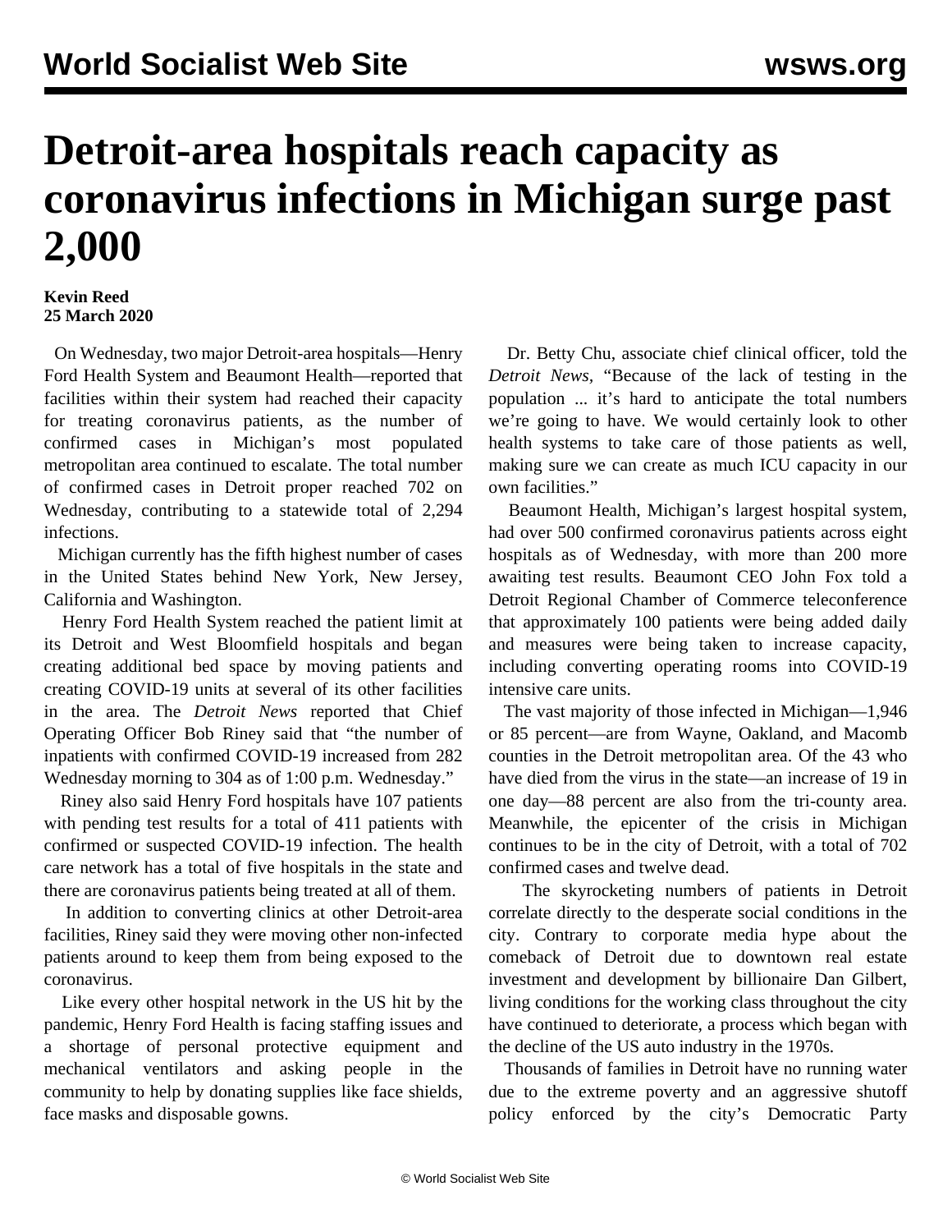# Detroit-area hospitals reach capacity as coronavirus infections in Michigan surge past 2,000

**Kevin Reed**
**25 March 2020**

On Wednesday, two major Detroit-area hospitals—Henry Ford Health System and Beaumont Health—reported that facilities within their system had reached their capacity for treating coronavirus patients, as the number of confirmed cases in Michigan's most populated metropolitan area continued to escalate. The total number of confirmed cases in Detroit proper reached 702 on Wednesday, contributing to a statewide total of 2,294 infections.

Michigan currently has the fifth highest number of cases in the United States behind New York, New Jersey, California and Washington.

Henry Ford Health System reached the patient limit at its Detroit and West Bloomfield hospitals and began creating additional bed space by moving patients and creating COVID-19 units at several of its other facilities in the area. The *Detroit News* reported that Chief Operating Officer Bob Riney said that "the number of inpatients with confirmed COVID-19 increased from 282 Wednesday morning to 304 as of 1:00 p.m. Wednesday."

Riney also said Henry Ford hospitals have 107 patients with pending test results for a total of 411 patients with confirmed or suspected COVID-19 infection. The health care network has a total of five hospitals in the state and there are coronavirus patients being treated at all of them.

In addition to converting clinics at other Detroit-area facilities, Riney said they were moving other non-infected patients around to keep them from being exposed to the coronavirus.

Like every other hospital network in the US hit by the pandemic, Henry Ford Health is facing staffing issues and a shortage of personal protective equipment and mechanical ventilators and asking people in the community to help by donating supplies like face shields, face masks and disposable gowns.

Dr. Betty Chu, associate chief clinical officer, told the *Detroit News*, "Because of the lack of testing in the population ... it's hard to anticipate the total numbers we're going to have. We would certainly look to other health systems to take care of those patients as well, making sure we can create as much ICU capacity in our own facilities."

Beaumont Health, Michigan's largest hospital system, had over 500 confirmed coronavirus patients across eight hospitals as of Wednesday, with more than 200 more awaiting test results. Beaumont CEO John Fox told a Detroit Regional Chamber of Commerce teleconference that approximately 100 patients were being added daily and measures were being taken to increase capacity, including converting operating rooms into COVID-19 intensive care units.

The vast majority of those infected in Michigan—1,946 or 85 percent—are from Wayne, Oakland, and Macomb counties in the Detroit metropolitan area. Of the 43 who have died from the virus in the state—an increase of 19 in one day—88 percent are also from the tri-county area. Meanwhile, the epicenter of the crisis in Michigan continues to be in the city of Detroit, with a total of 702 confirmed cases and twelve dead.

The skyrocketing numbers of patients in Detroit correlate directly to the desperate social conditions in the city. Contrary to corporate media hype about the comeback of Detroit due to downtown real estate investment and development by billionaire Dan Gilbert, living conditions for the working class throughout the city have continued to deteriorate, a process which began with the decline of the US auto industry in the 1970s.

Thousands of families in Detroit have no running water due to the extreme poverty and an aggressive shutoff policy enforced by the city's Democratic Party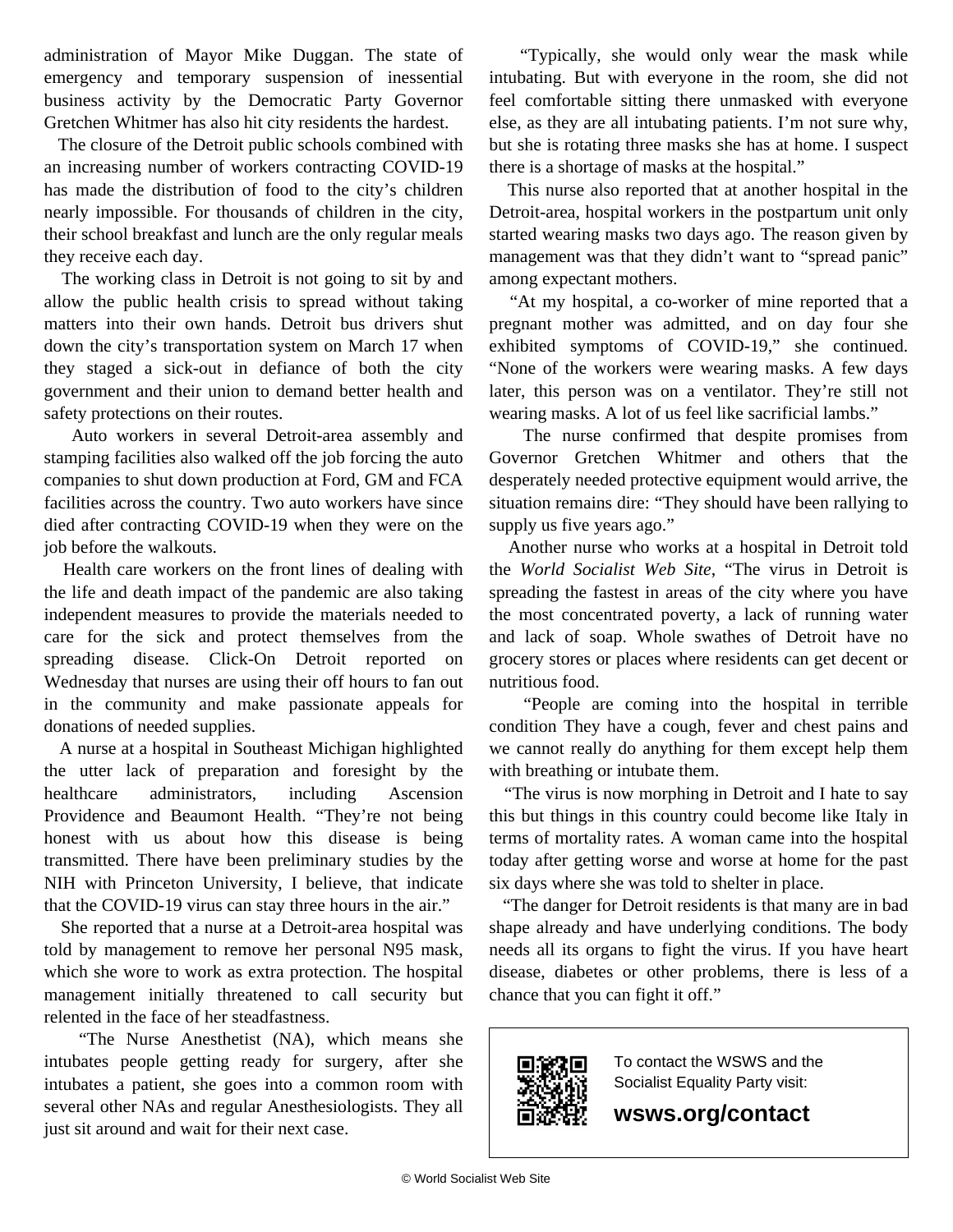administration of Mayor Mike Duggan. The state of emergency and temporary suspension of inessential business activity by the Democratic Party Governor Gretchen Whitmer has also hit city residents the hardest.

The closure of the Detroit public schools combined with an increasing number of workers contracting COVID-19 has made the distribution of food to the city's children nearly impossible. For thousands of children in the city, their school breakfast and lunch are the only regular meals they receive each day.

The working class in Detroit is not going to sit by and allow the public health crisis to spread without taking matters into their own hands. Detroit bus drivers shut down the city's transportation system on March 17 when they staged a sick-out in defiance of both the city government and their union to demand better health and safety protections on their routes.

Auto workers in several Detroit-area assembly and stamping facilities also walked off the job forcing the auto companies to shut down production at Ford, GM and FCA facilities across the country. Two auto workers have since died after contracting COVID-19 when they were on the job before the walkouts.

Health care workers on the front lines of dealing with the life and death impact of the pandemic are also taking independent measures to provide the materials needed to care for the sick and protect themselves from the spreading disease. Click-On Detroit reported on Wednesday that nurses are using their off hours to fan out in the community and make passionate appeals for donations of needed supplies.

A nurse at a hospital in Southeast Michigan highlighted the utter lack of preparation and foresight by the healthcare administrators, including Ascension Providence and Beaumont Health. "They're not being honest with us about how this disease is being transmitted. There have been preliminary studies by the NIH with Princeton University, I believe, that indicate that the COVID-19 virus can stay three hours in the air."

She reported that a nurse at a Detroit-area hospital was told by management to remove her personal N95 mask, which she wore to work as extra protection. The hospital management initially threatened to call security but relented in the face of her steadfastness.

"The Nurse Anesthetist (NA), which means she intubates people getting ready for surgery, after she intubates a patient, she goes into a common room with several other NAs and regular Anesthesiologists. They all just sit around and wait for their next case.

"Typically, she would only wear the mask while intubating. But with everyone in the room, she did not feel comfortable sitting there unmasked with everyone else, as they are all intubating patients. I'm not sure why, but she is rotating three masks she has at home. I suspect there is a shortage of masks at the hospital."

This nurse also reported that at another hospital in the Detroit-area, hospital workers in the postpartum unit only started wearing masks two days ago. The reason given by management was that they didn't want to "spread panic" among expectant mothers.

"At my hospital, a co-worker of mine reported that a pregnant mother was admitted, and on day four she exhibited symptoms of COVID-19," she continued. "None of the workers were wearing masks. A few days later, this person was on a ventilator. They're still not wearing masks. A lot of us feel like sacrificial lambs."

The nurse confirmed that despite promises from Governor Gretchen Whitmer and others that the desperately needed protective equipment would arrive, the situation remains dire: "They should have been rallying to supply us five years ago."

Another nurse who works at a hospital in Detroit told the *World Socialist Web Site*, "The virus in Detroit is spreading the fastest in areas of the city where you have the most concentrated poverty, a lack of running water and lack of soap. Whole swathes of Detroit have no grocery stores or places where residents can get decent or nutritious food.

"People are coming into the hospital in terrible condition They have a cough, fever and chest pains and we cannot really do anything for them except help them with breathing or intubate them.

"The virus is now morphing in Detroit and I hate to say this but things in this country could become like Italy in terms of mortality rates. A woman came into the hospital today after getting worse and worse at home for the past six days where she was told to shelter in place.

"The danger for Detroit residents is that many are in bad shape already and have underlying conditions. The body needs all its organs to fight the virus. If you have heart disease, diabetes or other problems, there is less of a chance that you can fight it off."

To contact the WSWS and the Socialist Equality Party visit:

**wsws.org/contact**